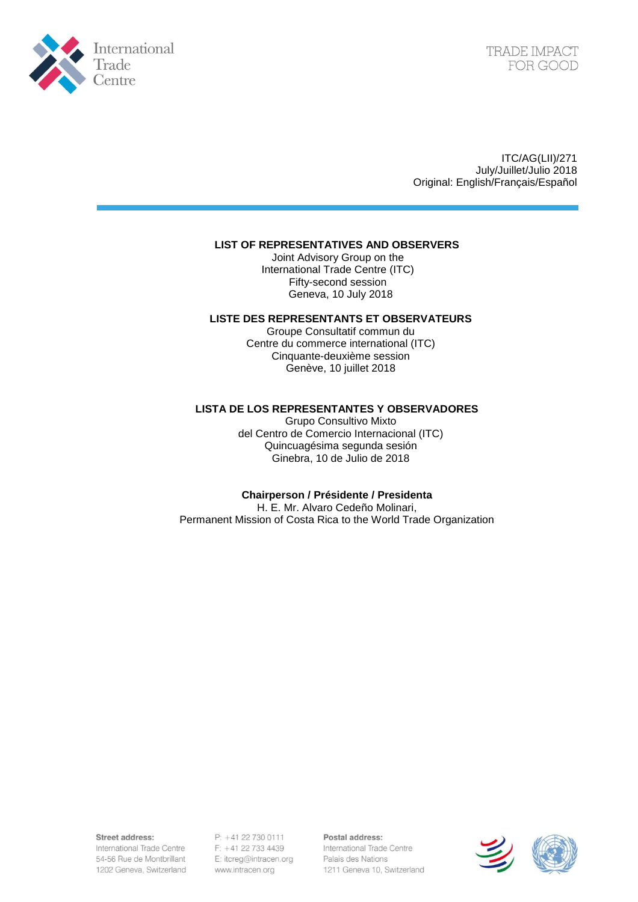International Trade Centre

TRADE IMPACT FOR GOOD

ITC/AG(LII)/271
July/Juillet/Julio 2018
Original: English/Français/Español

**LIST OF REPRESENTATIVES AND OBSERVERS**
Joint Advisory Group on the
International Trade Centre (ITC)
Fifty-second session
Geneva, 10 July 2018

**LISTE DES REPRESENTANTS ET OBSERVATEURS**
Groupe Consultatif commun du
Centre du commerce international (ITC)
Cinquante-deuxième session
Genève, 10 juillet 2018

**LISTA DE LOS REPRESENTANTES Y OBSERVADORES**
Grupo Consultivo Mixto
del Centro de Comercio Internacional (ITC)
Quincuagésima segunda sesión
Ginebra, 10 de Julio de 2018

**Chairperson / Présidente / Presidenta**
H. E. Mr. Alvaro Cedeño Molinari,
Permanent Mission of Costa Rica to the World Trade Organization

**Street address:**
International Trade Centre
54-56 Rue de Montbrillant
1202 Geneva, Switzerland

P: +41 22 730 0111
F: +41 22 733 4439
E: itcreg@intracen.org
www.intracen.org

**Postal address:**
International Trade Centre
Palais des Nations
1211 Geneva 10, Switzerland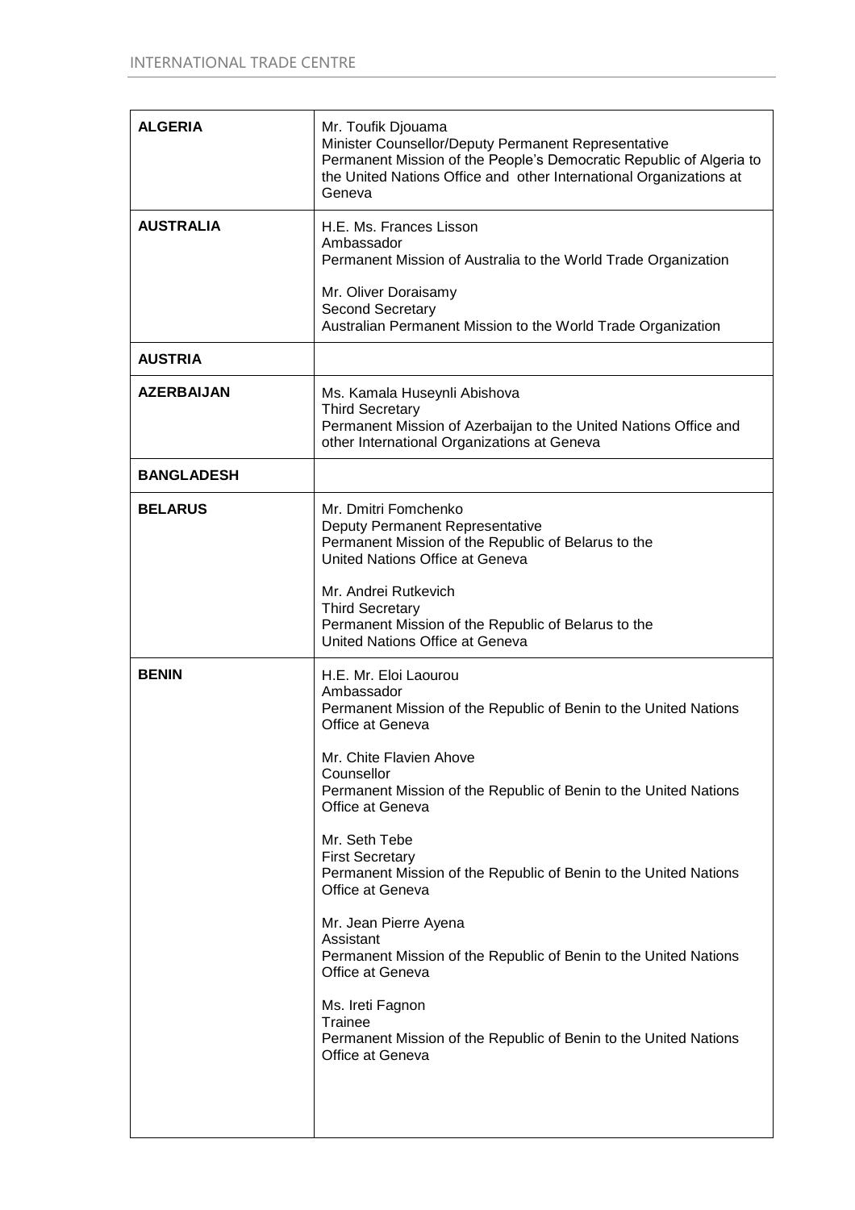| | |
|---|---|
| **ALGERIA** | Mr. Toufik Djouama<br>Minister Counsellor/Deputy Permanent Representative<br>Permanent Mission of the People's Democratic Republic of Algeria to the United Nations Office and other International Organizations at Geneva |
| **AUSTRALIA** | H.E. Ms. Frances Lisson<br>Ambassador<br>Permanent Mission of Australia to the World Trade Organization<br><br>Mr. Oliver Doraisamy<br>Second Secretary<br>Australian Permanent Mission to the World Trade Organization |
| **AUSTRIA** | |
| **AZERBAIJAN** | Ms. Kamala Huseynli Abishova<br>Third Secretary<br>Permanent Mission of Azerbaijan to the United Nations Office and other International Organizations at Geneva |
| **BANGLADESH** | |
| **BELARUS** | Mr. Dmitri Fomchenko<br>Deputy Permanent Representative<br>Permanent Mission of the Republic of Belarus to the United Nations Office at Geneva<br><br>Mr. Andrei Rutkevich<br>Third Secretary<br>Permanent Mission of the Republic of Belarus to the United Nations Office at Geneva |
| **BENIN** | H.E. Mr. Eloi Laourou<br>Ambassador<br>Permanent Mission of the Republic of Benin to the United Nations Office at Geneva<br><br>Mr. Chite Flavien Ahove<br>Counsellor<br>Permanent Mission of the Republic of Benin to the United Nations Office at Geneva<br><br>Mr. Seth Tebe<br>First Secretary<br>Permanent Mission of the Republic of Benin to the United Nations Office at Geneva<br><br>Mr. Jean Pierre Ayena<br>Assistant<br>Permanent Mission of the Republic of Benin to the United Nations Office at Geneva<br><br>Ms. Ireti Fagnon<br>Trainee<br>Permanent Mission of the Republic of Benin to the United Nations Office at Geneva |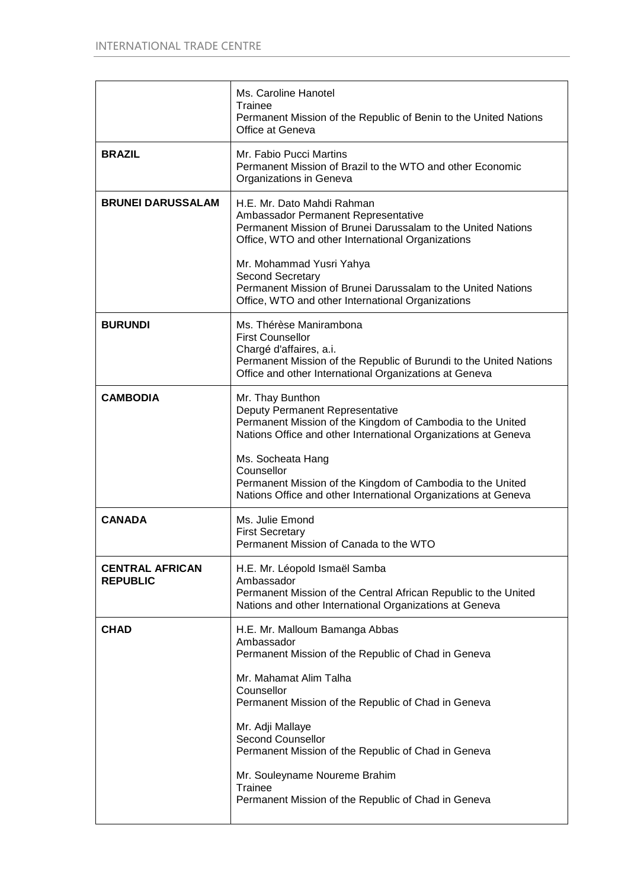| | |
|---|---|
| | Ms. Caroline Hanotel<br>Trainee<br>Permanent Mission of the Republic of Benin to the United Nations Office at Geneva |
| **BRAZIL** | Mr. Fabio Pucci Martins<br>Permanent Mission of Brazil to the WTO and other Economic Organizations in Geneva |
| **BRUNEI DARUSSALAM** | H.E. Mr. Dato Mahdi Rahman<br>Ambassador Permanent Representative<br>Permanent Mission of Brunei Darussalam to the United Nations Office, WTO and other International Organizations<br><br>Mr. Mohammad Yusri Yahya<br>Second Secretary<br>Permanent Mission of Brunei Darussalam to the United Nations Office, WTO and other International Organizations |
| **BURUNDI** | Ms. Thérèse Manirambona<br>First Counsellor<br>Chargé d'affaires, a.i.<br>Permanent Mission of the Republic of Burundi to the United Nations Office and other International Organizations at Geneva |
| **CAMBODIA** | Mr. Thay Bunthon<br>Deputy Permanent Representative<br>Permanent Mission of the Kingdom of Cambodia to the United Nations Office and other International Organizations at Geneva<br><br>Ms. Socheata Hang<br>Counsellor<br>Permanent Mission of the Kingdom of Cambodia to the United Nations Office and other International Organizations at Geneva |
| **CANADA** | Ms. Julie Emond<br>First Secretary<br>Permanent Mission of Canada to the WTO |
| **CENTRAL AFRICAN REPUBLIC** | H.E. Mr. Léopold Ismaël Samba<br>Ambassador<br>Permanent Mission of the Central African Republic to the United Nations and other International Organizations at Geneva |
| **CHAD** | H.E. Mr. Malloum Bamanga Abbas<br>Ambassador<br>Permanent Mission of the Republic of Chad in Geneva<br><br>Mr. Mahamat Alim Talha<br>Counsellor<br>Permanent Mission of the Republic of Chad in Geneva<br><br>Mr. Adji Mallaye<br>Second Counsellor<br>Permanent Mission of the Republic of Chad in Geneva<br><br>Mr. Souleyname Noureme Brahim<br>Trainee<br>Permanent Mission of the Republic of Chad in Geneva |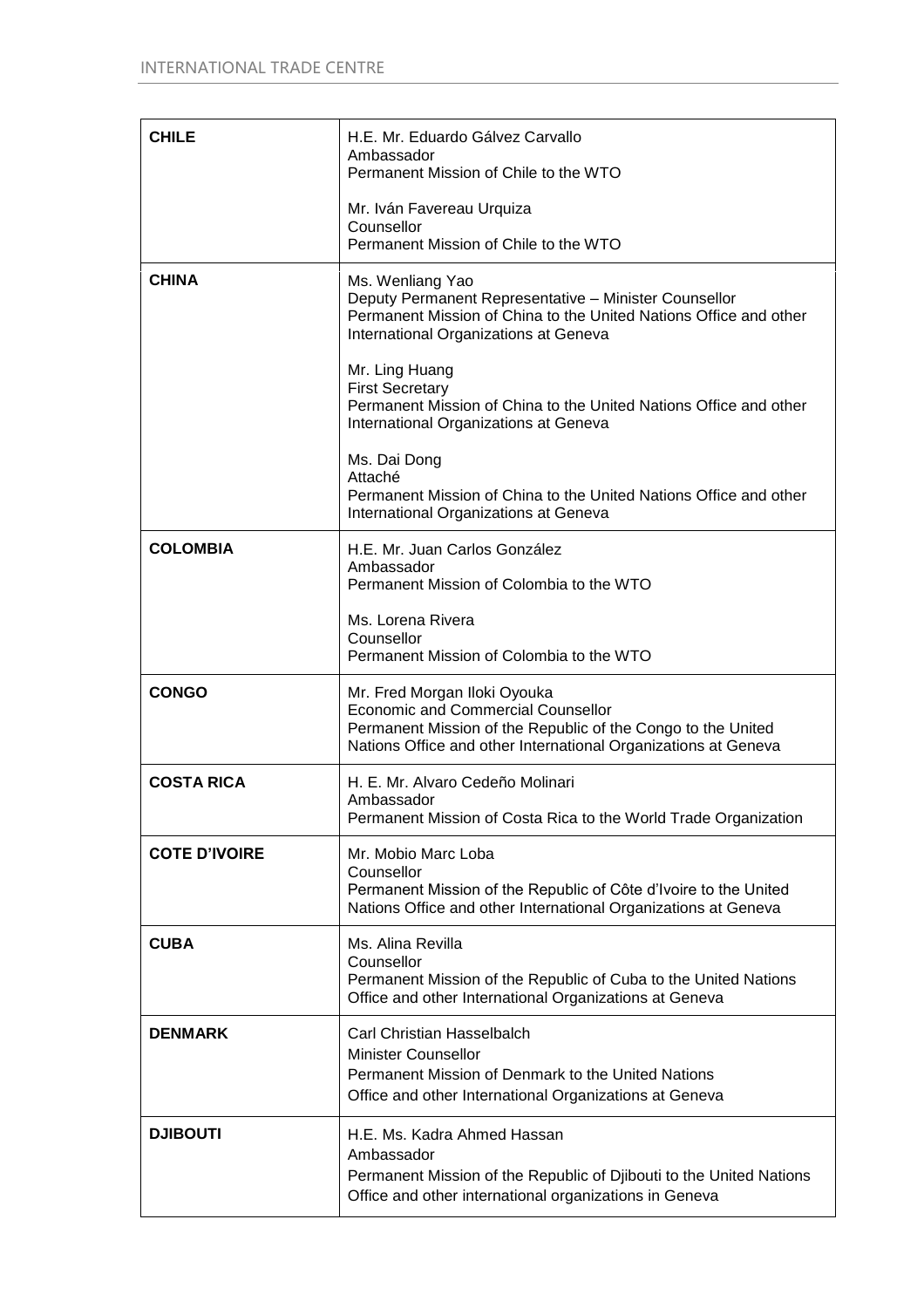| | |
|---|---|
| **CHILE** | H.E. Mr. Eduardo Gálvez Carvallo<br>Ambassador<br>Permanent Mission of Chile to the WTO<br><br>Mr. Iván Favereau Urquiza<br>Counsellor<br>Permanent Mission of Chile to the WTO |
| **CHINA** | Ms. Wenliang Yao<br>Deputy Permanent Representative – Minister Counsellor<br>Permanent Mission of China to the United Nations Office and other International Organizations at Geneva<br><br>Mr. Ling Huang<br>First Secretary<br>Permanent Mission of China to the United Nations Office and other International Organizations at Geneva<br><br>Ms. Dai Dong<br>Attaché<br>Permanent Mission of China to the United Nations Office and other International Organizations at Geneva |
| **COLOMBIA** | H.E. Mr. Juan Carlos González<br>Ambassador<br>Permanent Mission of Colombia to the WTO<br><br>Ms. Lorena Rivera<br>Counsellor<br>Permanent Mission of Colombia to the WTO |
| **CONGO** | Mr. Fred Morgan Iloki Oyouka<br>Economic and Commercial Counsellor<br>Permanent Mission of the Republic of the Congo to the United Nations Office and other International Organizations at Geneva |
| **COSTA RICA** | H. E. Mr. Alvaro Cedeño Molinari<br>Ambassador<br>Permanent Mission of Costa Rica to the World Trade Organization |
| **COTE D'IVOIRE** | Mr. Mobio Marc Loba<br>Counsellor<br>Permanent Mission of the Republic of Côte d'Ivoire to the United Nations Office and other International Organizations at Geneva |
| **CUBA** | Ms. Alina Revilla<br>Counsellor<br>Permanent Mission of the Republic of Cuba to the United Nations Office and other International Organizations at Geneva |
| **DENMARK** | Carl Christian Hasselbalch<br>Minister Counsellor<br>Permanent Mission of Denmark to the United Nations Office and other International Organizations at Geneva |
| **DJIBOUTI** | H.E. Ms. Kadra Ahmed Hassan<br>Ambassador<br>Permanent Mission of the Republic of Djibouti to the United Nations Office and other international organizations in Geneva |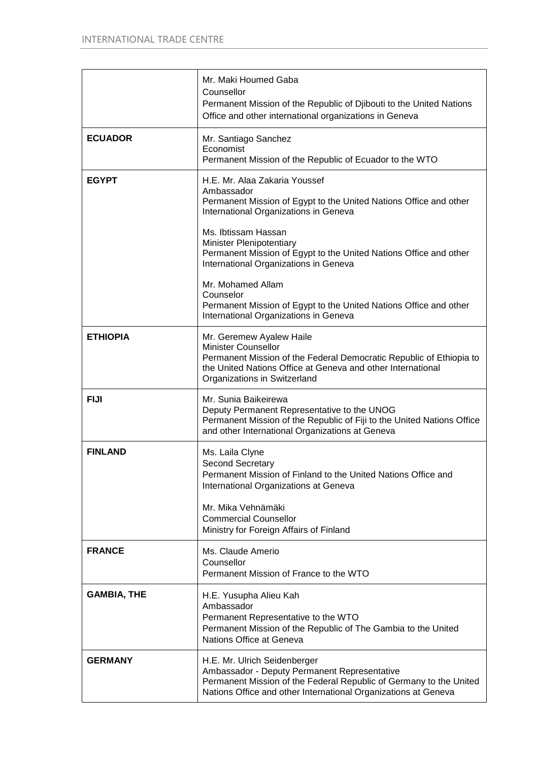| | |
|---|---|
| | Mr. Maki Houmed Gaba<br>Counsellor<br>Permanent Mission of the Republic of Djibouti to the United Nations Office and other international organizations in Geneva |
| **ECUADOR** | Mr. Santiago Sanchez<br>Economist<br>Permanent Mission of the Republic of Ecuador to the WTO |
| **EGYPT** | H.E. Mr. Alaa Zakaria Youssef<br>Ambassador<br>Permanent Mission of Egypt to the United Nations Office and other International Organizations in Geneva<br><br>Ms. Ibtissam Hassan<br>Minister Plenipotentiary<br>Permanent Mission of Egypt to the United Nations Office and other International Organizations in Geneva<br><br>Mr. Mohamed Allam<br>Counselor<br>Permanent Mission of Egypt to the United Nations Office and other International Organizations in Geneva |
| **ETHIOPIA** | Mr. Geremew Ayalew Haile<br>Minister Counsellor<br>Permanent Mission of the Federal Democratic Republic of Ethiopia to the United Nations Office at Geneva and other International Organizations in Switzerland |
| **FIJI** | Mr. Sunia Baikeirewa<br>Deputy Permanent Representative to the UNOG<br>Permanent Mission of the Republic of Fiji to the United Nations Office and other International Organizations at Geneva |
| **FINLAND** | Ms. Laila Clyne<br>Second Secretary<br>Permanent Mission of Finland to the United Nations Office and International Organizations at Geneva<br><br>Mr. Mika Vehnämäki<br>Commercial Counsellor<br>Ministry for Foreign Affairs of Finland |
| **FRANCE** | Ms. Claude Amerio<br>Counsellor<br>Permanent Mission of France to the WTO |
| **GAMBIA, THE** | H.E. Yusupha Alieu Kah<br>Ambassador<br>Permanent Representative to the WTO<br>Permanent Mission of the Republic of The Gambia to the United Nations Office at Geneva |
| **GERMANY** | H.E. Mr. Ulrich Seidenberger<br>Ambassador - Deputy Permanent Representative<br>Permanent Mission of the Federal Republic of Germany to the United Nations Office and other International Organizations at Geneva |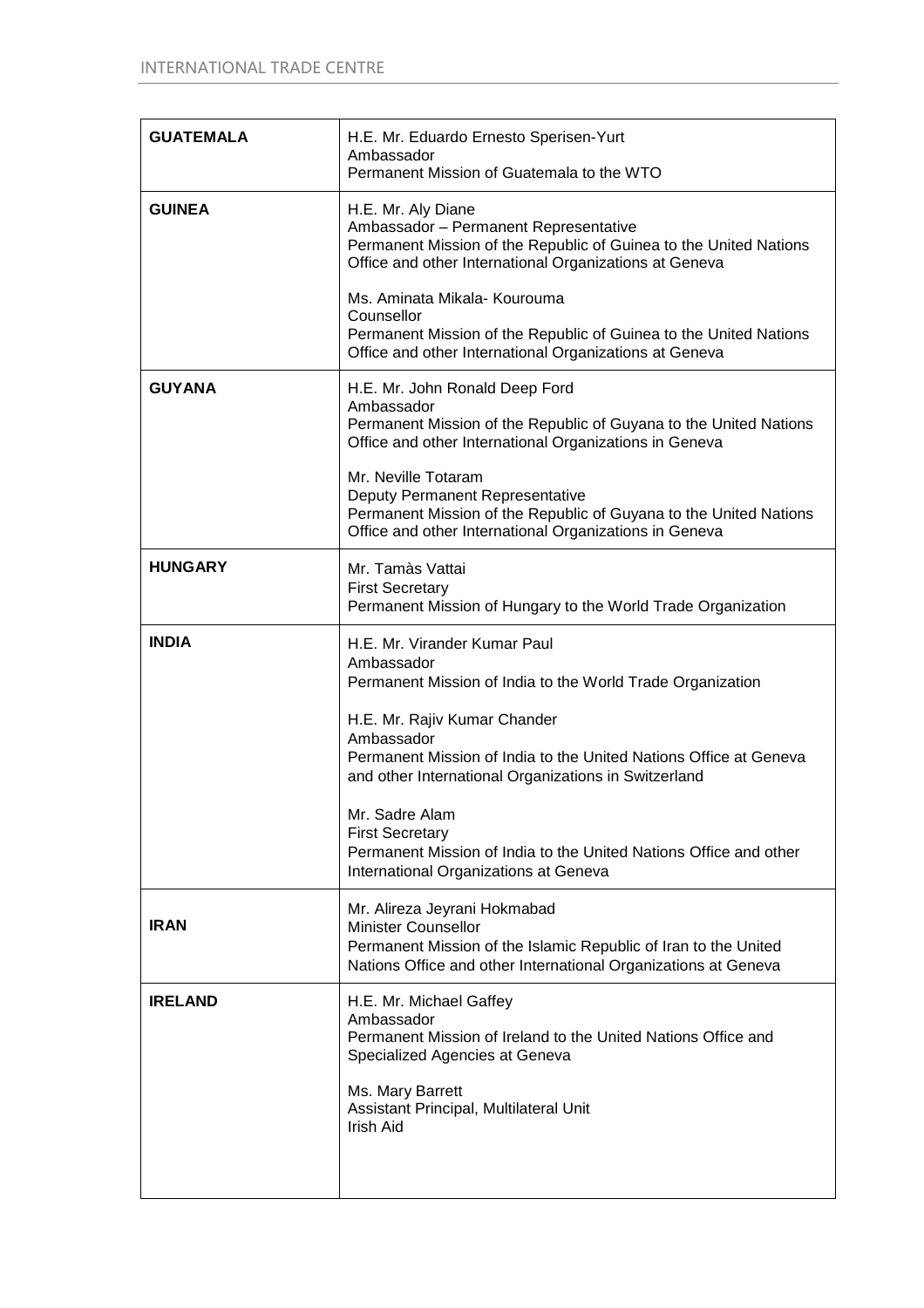| | |
|---|---|
| **GUATEMALA** | H.E. Mr. Eduardo Ernesto Sperisen-Yurt<br>Ambassador<br>Permanent Mission of Guatemala to the WTO |
| **GUINEA** | H.E. Mr. Aly Diane<br>Ambassador – Permanent Representative<br>Permanent Mission of the Republic of Guinea to the United Nations Office and other International Organizations at Geneva<br><br>Ms. Aminata Mikala- Kourouma<br>Counsellor<br>Permanent Mission of the Republic of Guinea to the United Nations Office and other International Organizations at Geneva |
| **GUYANA** | H.E. Mr. John Ronald Deep Ford<br>Ambassador<br>Permanent Mission of the Republic of Guyana to the United Nations Office and other International Organizations in Geneva<br><br>Mr. Neville Totaram<br>Deputy Permanent Representative<br>Permanent Mission of the Republic of Guyana to the United Nations Office and other International Organizations in Geneva |
| **HUNGARY** | Mr. Tamàs Vattai<br>First Secretary<br>Permanent Mission of Hungary to the World Trade Organization |
| **INDIA** | H.E. Mr. Virander Kumar Paul<br>Ambassador<br>Permanent Mission of India to the World Trade Organization<br><br>H.E. Mr. Rajiv Kumar Chander<br>Ambassador<br>Permanent Mission of India to the United Nations Office at Geneva and other International Organizations in Switzerland<br><br>Mr. Sadre Alam<br>First Secretary<br>Permanent Mission of India to the United Nations Office and other International Organizations at Geneva |
| **IRAN** | Mr. Alireza Jeyrani Hokmabad<br>Minister Counsellor<br>Permanent Mission of the Islamic Republic of Iran to the United Nations Office and other International Organizations at Geneva |
| **IRELAND** | H.E. Mr. Michael Gaffey<br>Ambassador<br>Permanent Mission of Ireland to the United Nations Office and Specialized Agencies at Geneva<br><br>Ms. Mary Barrett<br>Assistant Principal, Multilateral Unit<br>Irish Aid |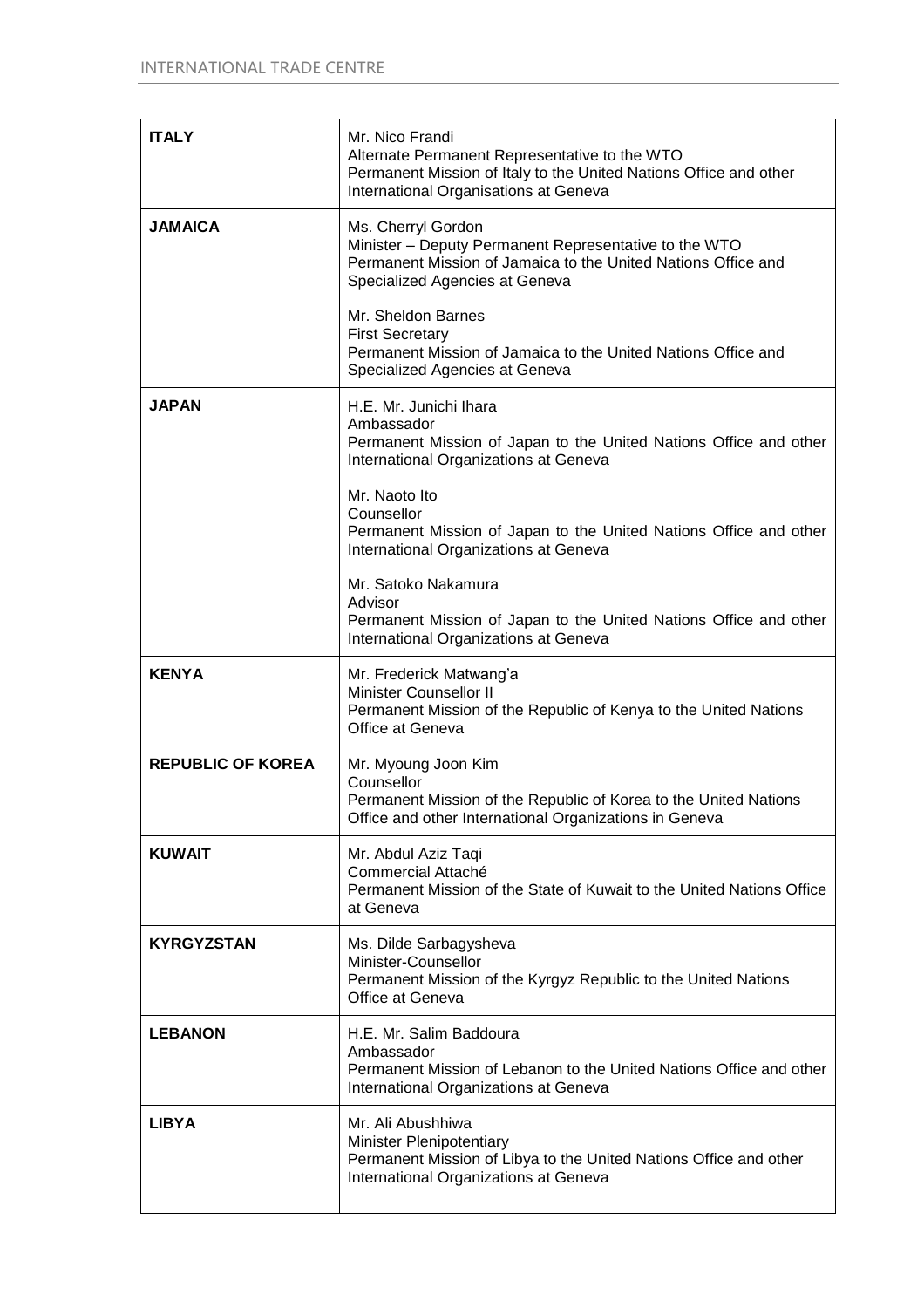| **ITALY** | Mr. Nico Frandi<br>Alternate Permanent Representative to the WTO<br>Permanent Mission of Italy to the United Nations Office and other International Organisations at Geneva |
|---|---|
| **JAMAICA** | Ms. Cherryl Gordon<br>Minister – Deputy Permanent Representative to the WTO<br>Permanent Mission of Jamaica to the United Nations Office and Specialized Agencies at Geneva<br><br>Mr. Sheldon Barnes<br>First Secretary<br>Permanent Mission of Jamaica to the United Nations Office and Specialized Agencies at Geneva |
| **JAPAN** | H.E. Mr. Junichi Ihara<br>Ambassador<br>Permanent Mission of Japan to the United Nations Office and other International Organizations at Geneva<br><br>Mr. Naoto Ito<br>Counsellor<br>Permanent Mission of Japan to the United Nations Office and other International Organizations at Geneva<br><br>Mr. Satoko Nakamura<br>Advisor<br>Permanent Mission of Japan to the United Nations Office and other International Organizations at Geneva |
| **KENYA** | Mr. Frederick Matwang'a<br>Minister Counsellor II<br>Permanent Mission of the Republic of Kenya to the United Nations Office at Geneva |
| **REPUBLIC OF KOREA** | Mr. Myoung Joon Kim<br>Counsellor<br>Permanent Mission of the Republic of Korea to the United Nations Office and other International Organizations in Geneva |
| **KUWAIT** | Mr. Abdul Aziz Taqi<br>Commercial Attaché<br>Permanent Mission of the State of Kuwait to the United Nations Office at Geneva |
| **KYRGYZSTAN** | Ms. Dilde Sarbagysheva<br>Minister-Counsellor<br>Permanent Mission of the Kyrgyz Republic to the United Nations Office at Geneva |
| **LEBANON** | H.E. Mr. Salim Baddoura<br>Ambassador<br>Permanent Mission of Lebanon to the United Nations Office and other International Organizations at Geneva |
| **LIBYA** | Mr. Ali Abushhiwa<br>Minister Plenipotentiary<br>Permanent Mission of Libya to the United Nations Office and other International Organizations at Geneva |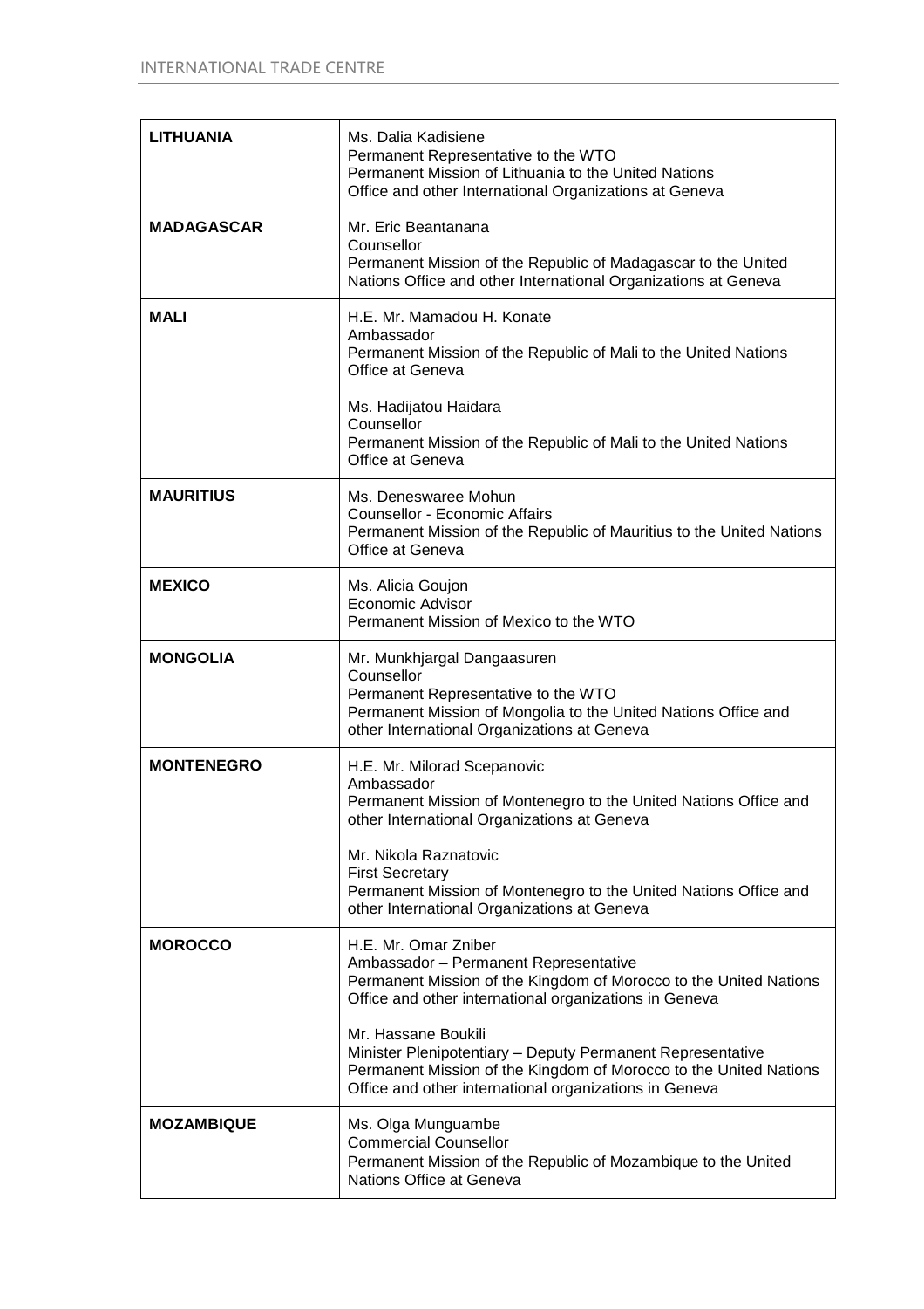| | |
|---|---|
| **LITHUANIA** | Ms. Dalia Kadisiene<br>Permanent Representative to the WTO<br>Permanent Mission of Lithuania to the United Nations Office and other International Organizations at Geneva |
| **MADAGASCAR** | Mr. Eric Beantanana<br>Counsellor<br>Permanent Mission of the Republic of Madagascar to the United Nations Office and other International Organizations at Geneva |
| **MALI** | H.E. Mr. Mamadou H. Konate<br>Ambassador<br>Permanent Mission of the Republic of Mali to the United Nations Office at Geneva<br><br>Ms. Hadijatou Haidara<br>Counsellor<br>Permanent Mission of the Republic of Mali to the United Nations Office at Geneva |
| **MAURITIUS** | Ms. Deneswaree Mohun<br>Counsellor - Economic Affairs<br>Permanent Mission of the Republic of Mauritius to the United Nations Office at Geneva |
| **MEXICO** | Ms. Alicia Goujon<br>Economic Advisor<br>Permanent Mission of Mexico to the WTO |
| **MONGOLIA** | Mr. Munkhjargal Dangaasuren<br>Counsellor<br>Permanent Representative to the WTO<br>Permanent Mission of Mongolia to the United Nations Office and other International Organizations at Geneva |
| **MONTENEGRO** | H.E. Mr. Milorad Scepanovic<br>Ambassador<br>Permanent Mission of Montenegro to the United Nations Office and other International Organizations at Geneva<br><br>Mr. Nikola Raznatovic<br>First Secretary<br>Permanent Mission of Montenegro to the United Nations Office and other International Organizations at Geneva |
| **MOROCCO** | H.E. Mr. Omar Zniber<br>Ambassador – Permanent Representative<br>Permanent Mission of the Kingdom of Morocco to the United Nations Office and other international organizations in Geneva<br><br>Mr. Hassane Boukili<br>Minister Plenipotentiary – Deputy Permanent Representative<br>Permanent Mission of the Kingdom of Morocco to the United Nations Office and other international organizations in Geneva |
| **MOZAMBIQUE** | Ms. Olga Munguambe<br>Commercial Counsellor<br>Permanent Mission of the Republic of Mozambique to the United Nations Office at Geneva |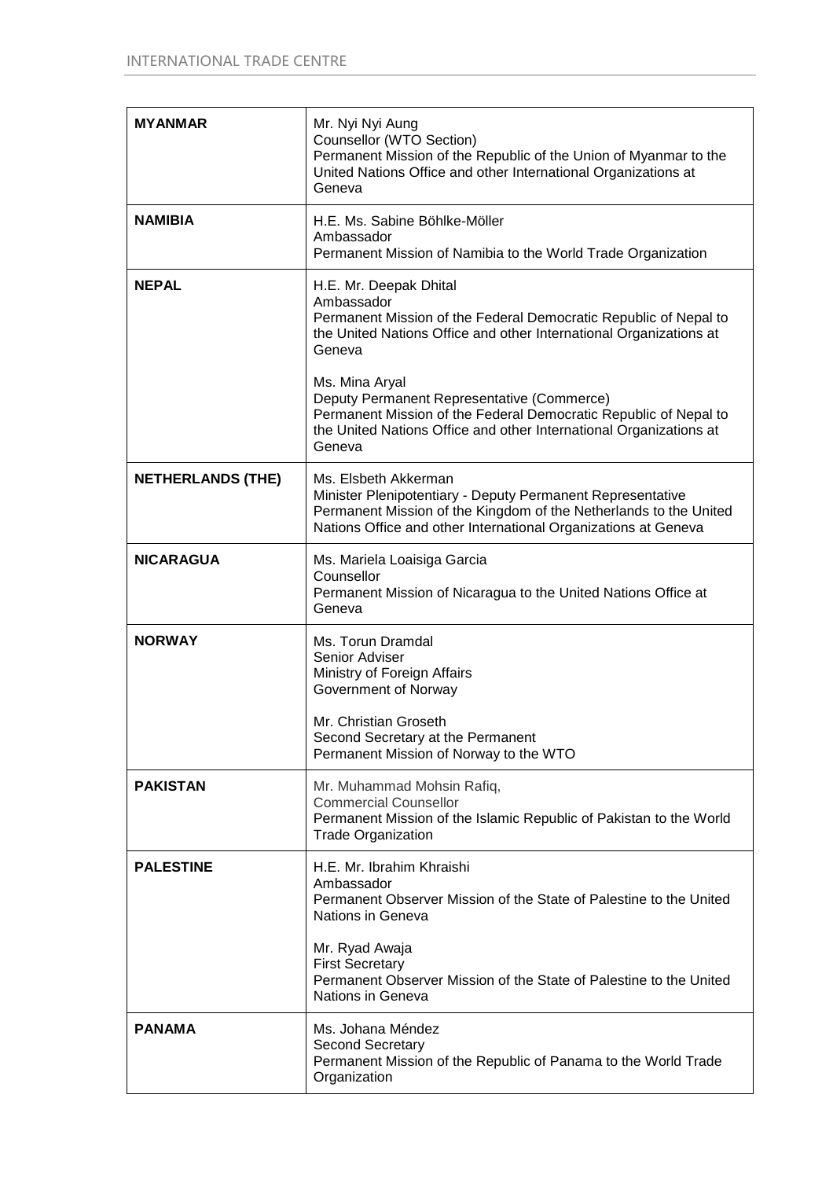| | |
|---|---|
| **MYANMAR** | Mr. Nyi Nyi Aung<br>Counsellor (WTO Section)<br>Permanent Mission of the Republic of the Union of Myanmar to the United Nations Office and other International Organizations at Geneva |
| **NAMIBIA** | H.E. Ms. Sabine Böhlke-Möller<br>Ambassador<br>Permanent Mission of Namibia to the World Trade Organization |
| **NEPAL** | H.E. Mr. Deepak Dhital<br>Ambassador<br>Permanent Mission of the Federal Democratic Republic of Nepal to the United Nations Office and other International Organizations at Geneva<br><br>Ms. Mina Aryal<br>Deputy Permanent Representative (Commerce)<br>Permanent Mission of the Federal Democratic Republic of Nepal to the United Nations Office and other International Organizations at Geneva |
| **NETHERLANDS (THE)** | Ms. Elsbeth Akkerman<br>Minister Plenipotentiary - Deputy Permanent Representative<br>Permanent Mission of the Kingdom of the Netherlands to the United Nations Office and other International Organizations at Geneva |
| **NICARAGUA** | Ms. Mariela Loaisiga Garcia<br>Counsellor<br>Permanent Mission of Nicaragua to the United Nations Office at Geneva |
| **NORWAY** | Ms. Torun Dramdal<br>Senior Adviser<br>Ministry of Foreign Affairs<br>Government of Norway<br><br>Mr. Christian Groseth<br>Second Secretary at the Permanent<br>Permanent Mission of Norway to the WTO |
| **PAKISTAN** | Mr. Muhammad Mohsin Rafiq,<br>Commercial Counsellor<br>Permanent Mission of the Islamic Republic of Pakistan to the World Trade Organization |
| **PALESTINE** | H.E. Mr. Ibrahim Khraishi<br>Ambassador<br>Permanent Observer Mission of the State of Palestine to the United Nations in Geneva<br><br>Mr. Ryad Awaja<br>First Secretary<br>Permanent Observer Mission of the State of Palestine to the United Nations in Geneva |
| **PANAMA** | Ms. Johana Méndez<br>Second Secretary<br>Permanent Mission of the Republic of Panama to the World Trade Organization |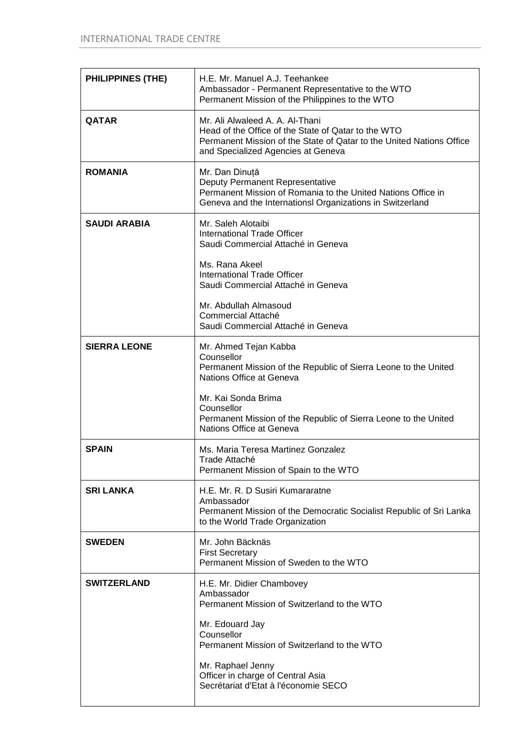| | |
|---|---|
| **PHILIPPINES (THE)** | H.E. Mr. Manuel A.J. Teehankee<br>Ambassador - Permanent Representative to the WTO<br>Permanent Mission of the Philippines to the WTO |
| **QATAR** | Mr. Ali Alwaleed A. A. Al-Thani<br>Head of the Office of the State of Qatar to the WTO<br>Permanent Mission of the State of Qatar to the United Nations Office and Specialized Agencies at Geneva |
| **ROMANIA** | Mr. Dan Dinuță<br>Deputy Permanent Representative<br>Permanent Mission of Romania to the United Nations Office in Geneva and the Internationsl Organizations in Switzerland |
| **SAUDI ARABIA** | Mr. Saleh Alotaibi<br>International Trade Officer<br>Saudi Commercial Attaché in Geneva<br><br>Ms. Rana Akeel<br>International Trade Officer<br>Saudi Commercial Attaché in Geneva<br><br>Mr. Abdullah Almasoud<br>Commercial Attaché<br>Saudi Commercial Attaché in Geneva |
| **SIERRA LEONE** | Mr. Ahmed Tejan Kabba<br>Counsellor<br>Permanent Mission of the Republic of Sierra Leone to the United Nations Office at Geneva<br><br>Mr. Kai Sonda Brima<br>Counsellor<br>Permanent Mission of the Republic of Sierra Leone to the United Nations Office at Geneva |
| **SPAIN** | Ms. Maria Teresa Martinez Gonzalez<br>Trade Attaché<br>Permanent Mission of Spain to the WTO |
| **SRI LANKA** | H.E. Mr. R. D Susiri Kumararatne<br>Ambassador<br>Permanent Mission of the Democratic Socialist Republic of Sri Lanka to the World Trade Organization |
| **SWEDEN** | Mr. John Bäcknäs<br>First Secretary<br>Permanent Mission of Sweden to the WTO |
| **SWITZERLAND** | H.E. Mr. Didier Chambovey<br>Ambassador<br>Permanent Mission of Switzerland to the WTO<br><br>Mr. Edouard Jay<br>Counsellor<br>Permanent Mission of Switzerland to the WTO<br><br>Mr. Raphael Jenny<br>Officer in charge of Central Asia<br>Secrétariat d'Etat à l'économie SECO |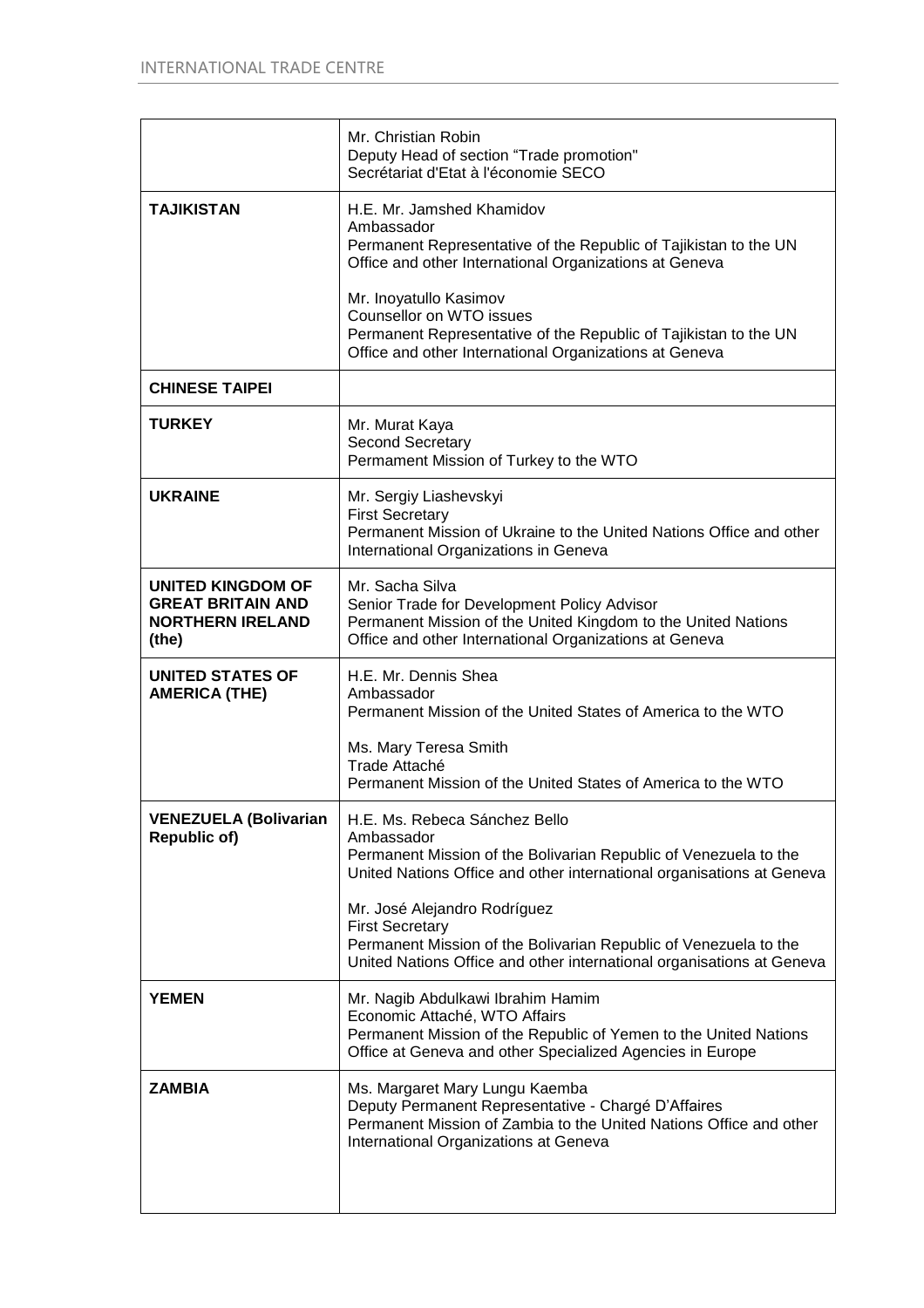| | |
|---|---|
| | Mr. Christian Robin<br>Deputy Head of section "Trade promotion"<br>Secrétariat d'Etat à l'économie SECO |
| **TAJIKISTAN** | H.E. Mr. Jamshed Khamidov<br>Ambassador<br>Permanent Representative of the Republic of Tajikistan to the UN Office and other International Organizations at Geneva<br><br>Mr. Inoyatullo Kasimov<br>Counsellor on WTO issues<br>Permanent Representative of the Republic of Tajikistan to the UN Office and other International Organizations at Geneva |
| **CHINESE TAIPEI** | |
| **TURKEY** | Mr. Murat Kaya<br>Second Secretary<br>Permament Mission of Turkey to the WTO |
| **UKRAINE** | Mr. Sergiy Liashevskyi<br>First Secretary<br>Permanent Mission of Ukraine to the United Nations Office and other International Organizations in Geneva |
| **UNITED KINGDOM OF GREAT BRITAIN AND NORTHERN IRELAND (the)** | Mr. Sacha Silva<br>Senior Trade for Development Policy Advisor<br>Permanent Mission of the United Kingdom to the United Nations Office and other International Organizations at Geneva |
| **UNITED STATES OF AMERICA (THE)** | H.E. Mr. Dennis Shea<br>Ambassador<br>Permanent Mission of the United States of America to the WTO<br><br>Ms. Mary Teresa Smith<br>Trade Attaché<br>Permanent Mission of the United States of America to the WTO |
| **VENEZUELA (Bolivarian Republic of)** | H.E. Ms. Rebeca Sánchez Bello<br>Ambassador<br>Permanent Mission of the Bolivarian Republic of Venezuela to the United Nations Office and other international organisations at Geneva<br><br>Mr. José Alejandro Rodríguez<br>First Secretary<br>Permanent Mission of the Bolivarian Republic of Venezuela to the United Nations Office and other international organisations at Geneva |
| **YEMEN** | Mr. Nagib Abdulkawi Ibrahim Hamim<br>Economic Attaché, WTO Affairs<br>Permanent Mission of the Republic of Yemen to the United Nations Office at Geneva and other Specialized Agencies in Europe |
| **ZAMBIA** | Ms. Margaret Mary Lungu Kaemba<br>Deputy Permanent Representative - Chargé D'Affaires<br>Permanent Mission of Zambia to the United Nations Office and other International Organizations at Geneva |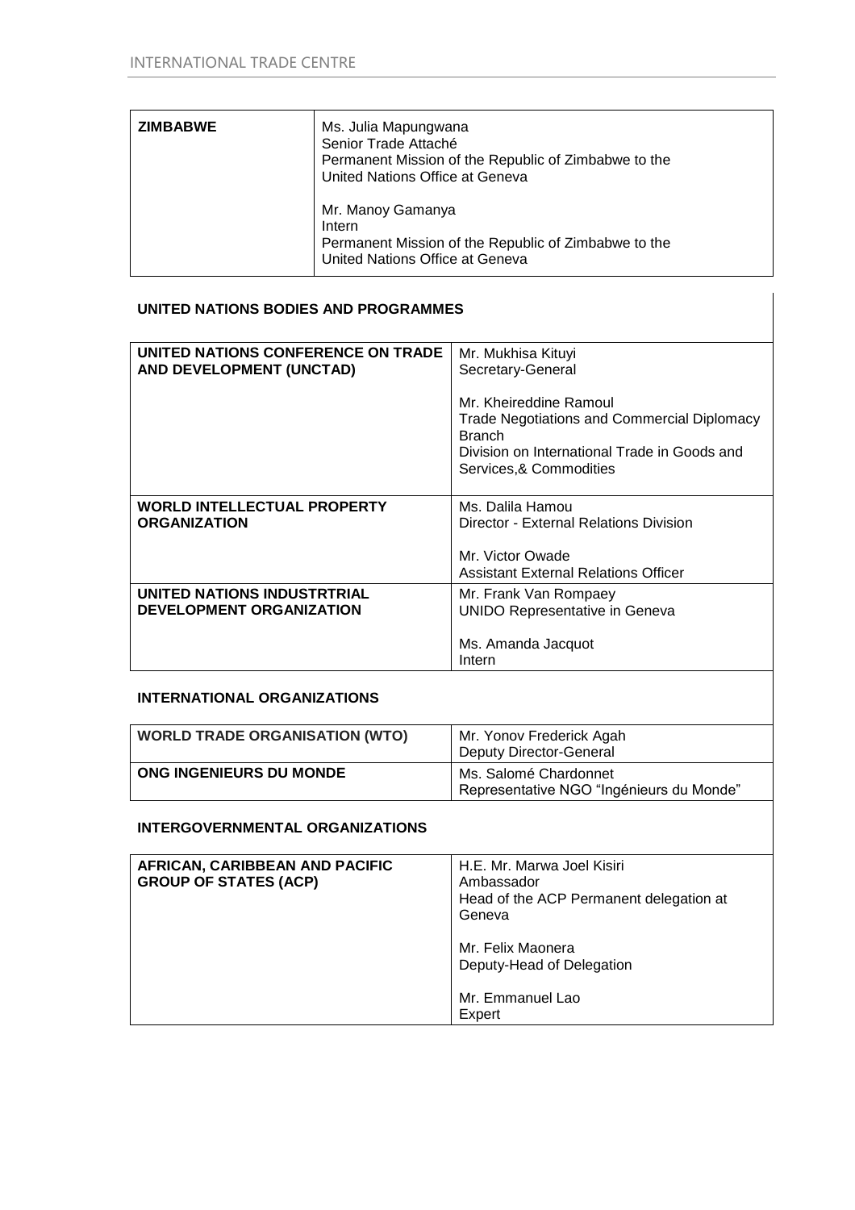| | |
|---|---|
| **ZIMBABWE** | Ms. Julia Mapungwana<br>Senior Trade Attaché<br>Permanent Mission of the Republic of Zimbabwe to the United Nations Office at Geneva<br><br>Mr. Manoy Gamanya<br>Intern<br>Permanent Mission of the Republic of Zimbabwe to the United Nations Office at Geneva |

### UNITED NATIONS BODIES AND PROGRAMMES

| | |
|---|---|
| **UNITED NATIONS CONFERENCE ON TRADE AND DEVELOPMENT (UNCTAD)** | Mr. Mukhisa Kituyi<br>Secretary-General<br><br>Mr. Kheireddine Ramoul<br>Trade Negotiations and Commercial Diplomacy Branch<br>Division on International Trade in Goods and Services,& Commodities |
| **WORLD INTELLECTUAL PROPERTY ORGANIZATION** | Ms. Dalila Hamou<br>Director - External Relations Division<br><br>Mr. Victor Owade<br>Assistant External Relations Officer |
| **UNITED NATIONS INDUSTRTRIAL DEVELOPMENT ORGANIZATION** | Mr. Frank Van Rompaey<br>UNIDO Representative in Geneva<br><br>Ms. Amanda Jacquot<br>Intern |

### INTERNATIONAL ORGANIZATIONS

| | |
|---|---|
| **WORLD TRADE ORGANISATION (WTO)** | Mr. Yonov Frederick Agah<br>Deputy Director-General |
| **ONG INGENIEURS DU MONDE** | Ms. Salomé Chardonnet<br>Representative NGO "Ingénieurs du Monde" |

### INTERGOVERNMENTAL ORGANIZATIONS

| | |
|---|---|
| **AFRICAN, CARIBBEAN AND PACIFIC GROUP OF STATES (ACP)** | H.E. Mr. Marwa Joel Kisiri<br>Ambassador<br>Head of the ACP Permanent delegation at Geneva<br><br>Mr. Felix Maonera<br>Deputy-Head of Delegation<br><br>Mr. Emmanuel Lao<br>Expert |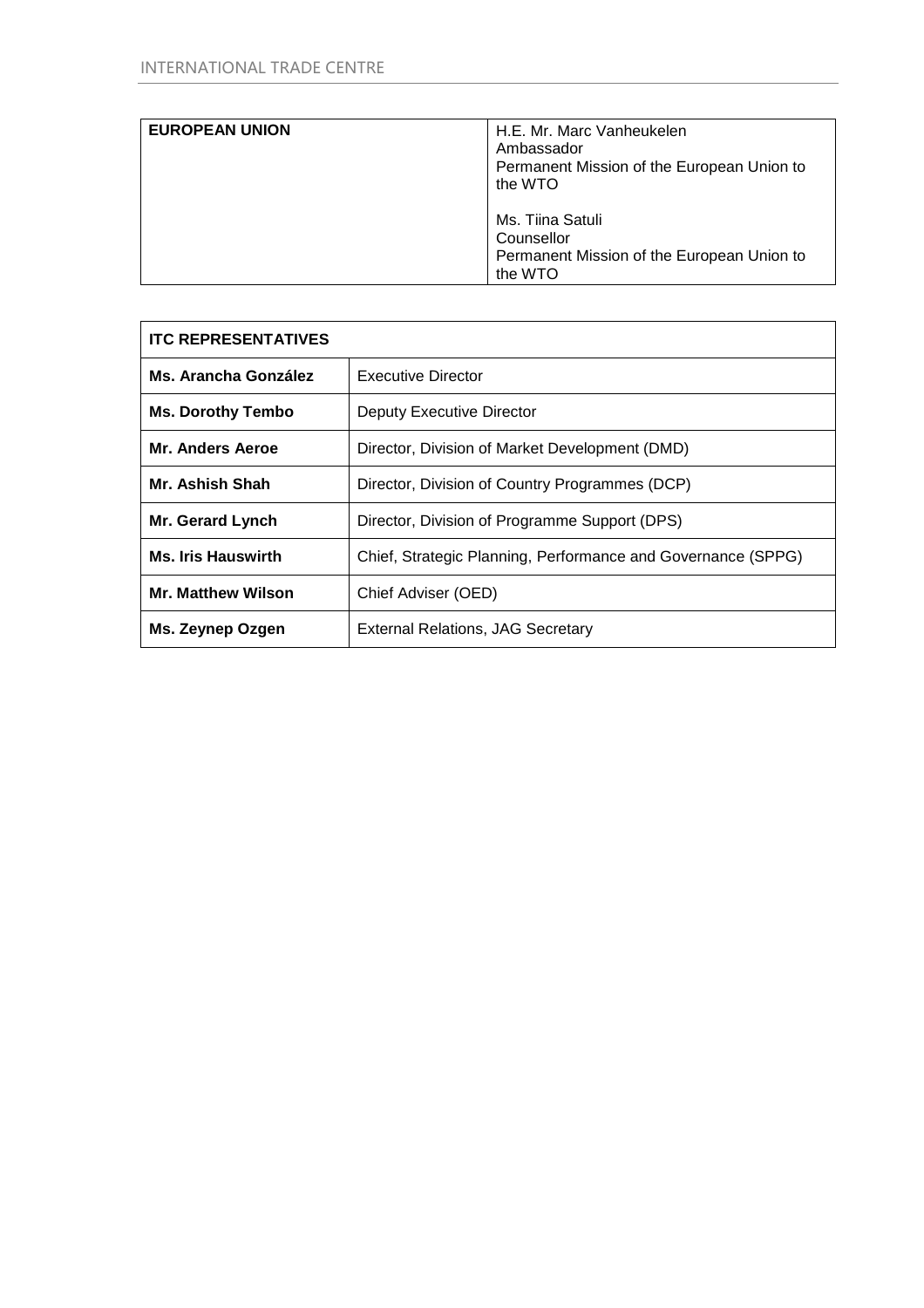| | |
|---|---|
| **EUROPEAN UNION** | H.E. Mr. Marc Vanheukelen<br>Ambassador<br>Permanent Mission of the European Union to the WTO<br><br>Ms. Tiina Satuli<br>Counsellor<br>Permanent Mission of the European Union to the WTO |

| **ITC REPRESENTATIVES** | |
|---|---|
| **Ms. Arancha González** | Executive Director |
| **Ms. Dorothy Tembo** | Deputy Executive Director |
| **Mr. Anders Aeroe** | Director, Division of Market Development (DMD) |
| **Mr. Ashish Shah** | Director, Division of Country Programmes (DCP) |
| **Mr. Gerard Lynch** | Director, Division of Programme Support (DPS) |
| **Ms. Iris Hauswirth** | Chief, Strategic Planning, Performance and Governance (SPPG) |
| **Mr. Matthew Wilson** | Chief Adviser (OED) |
| **Ms. Zeynep Ozgen** | External Relations, JAG Secretary |